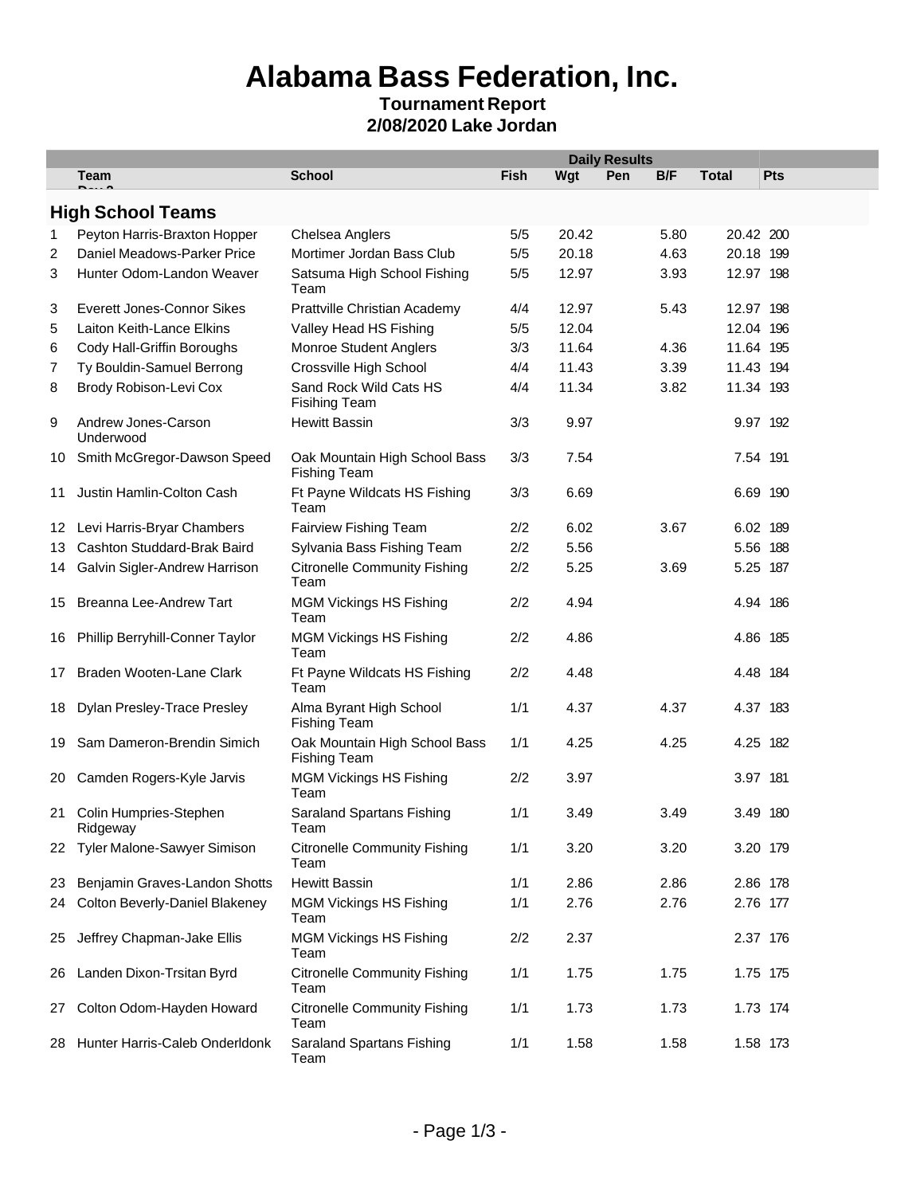# Alabama Bass Federation, Inc.

**Tournament Report**

**2/08/2020 Lake Jordan**

| | Team | School | Fish | Wgt | Pen | B/F | Total | Pts |
|---|---|---|---|---|---|---|---|---|
| | | | Daily Results | | | | | |
| | **High School Teams** | | | | | | | |
| 1 | Peyton Harris-Braxton Hopper | Chelsea Anglers | 5/5 | 20.42 | | 5.80 | 20.42 | 200 |
| 2 | Daniel Meadows-Parker Price | Mortimer Jordan Bass Club | 5/5 | 20.18 | | 4.63 | 20.18 | 199 |
| 3 | Hunter Odom-Landon Weaver | Satsuma High School Fishing Team | 5/5 | 12.97 | | 3.93 | 12.97 | 198 |
| 3 | Everett Jones-Connor Sikes | Prattville Christian Academy | 4/4 | 12.97 | | 5.43 | 12.97 | 198 |
| 5 | Laiton Keith-Lance Elkins | Valley Head HS Fishing | 5/5 | 12.04 | | | 12.04 | 196 |
| 6 | Cody Hall-Griffin Boroughs | Monroe Student Anglers | 3/3 | 11.64 | | 4.36 | 11.64 | 195 |
| 7 | Ty Bouldin-Samuel Berrong | Crossville High School | 4/4 | 11.43 | | 3.39 | 11.43 | 194 |
| 8 | Brody Robison-Levi Cox | Sand Rock Wild Cats HS Fisihing Team | 4/4 | 11.34 | | 3.82 | 11.34 | 193 |
| 9 | Andrew Jones-Carson Underwood | Hewitt Bassin | 3/3 | 9.97 | | | 9.97 | 192 |
| 10 | Smith McGregor-Dawson Speed | Oak Mountain High School Bass Fishing Team | 3/3 | 7.54 | | | 7.54 | 191 |
| 11 | Justin Hamlin-Colton Cash | Ft Payne Wildcats HS Fishing Team | 3/3 | 6.69 | | | 6.69 | 190 |
| 12 | Levi Harris-Bryar Chambers | Fairview Fishing Team | 2/2 | 6.02 | | 3.67 | 6.02 | 189 |
| 13 | Cashton Studdard-Brak Baird | Sylvania Bass Fishing Team | 2/2 | 5.56 | | | 5.56 | 188 |
| 14 | Galvin Sigler-Andrew Harrison | Citronelle Community Fishing Team | 2/2 | 5.25 | | 3.69 | 5.25 | 187 |
| 15 | Breanna Lee-Andrew Tart | MGM Vickings HS Fishing Team | 2/2 | 4.94 | | | 4.94 | 186 |
| 16 | Phillip Berryhill-Conner Taylor | MGM Vickings HS Fishing Team | 2/2 | 4.86 | | | 4.86 | 185 |
| 17 | Braden Wooten-Lane Clark | Ft Payne Wildcats HS Fishing Team | 2/2 | 4.48 | | | 4.48 | 184 |
| 18 | Dylan Presley-Trace Presley | Alma Byrant High School Fishing Team | 1/1 | 4.37 | | 4.37 | 4.37 | 183 |
| 19 | Sam Dameron-Brendin Simich | Oak Mountain High School Bass Fishing Team | 1/1 | 4.25 | | 4.25 | 4.25 | 182 |
| 20 | Camden Rogers-Kyle Jarvis | MGM Vickings HS Fishing Team | 2/2 | 3.97 | | | 3.97 | 181 |
| 21 | Colin Humpries-Stephen Ridgeway | Saraland Spartans Fishing Team | 1/1 | 3.49 | | 3.49 | 3.49 | 180 |
| 22 | Tyler Malone-Sawyer Simison | Citronelle Community Fishing Team | 1/1 | 3.20 | | 3.20 | 3.20 | 179 |
| 23 | Benjamin Graves-Landon Shotts | Hewitt Bassin | 1/1 | 2.86 | | 2.86 | 2.86 | 178 |
| 24 | Colton Beverly-Daniel Blakeney | MGM Vickings HS Fishing Team | 1/1 | 2.76 | | 2.76 | 2.76 | 177 |
| 25 | Jeffrey Chapman-Jake Ellis | MGM Vickings HS Fishing Team | 2/2 | 2.37 | | | 2.37 | 176 |
| 26 | Landen Dixon-Trsitan Byrd | Citronelle Community Fishing Team | 1/1 | 1.75 | | 1.75 | 1.75 | 175 |
| 27 | Colton Odom-Hayden Howard | Citronelle Community Fishing Team | 1/1 | 1.73 | | 1.73 | 1.73 | 174 |
| 28 | Hunter Harris-Caleb Onderldonk | Saraland Spartans Fishing Team | 1/1 | 1.58 | | 1.58 | 1.58 | 173 |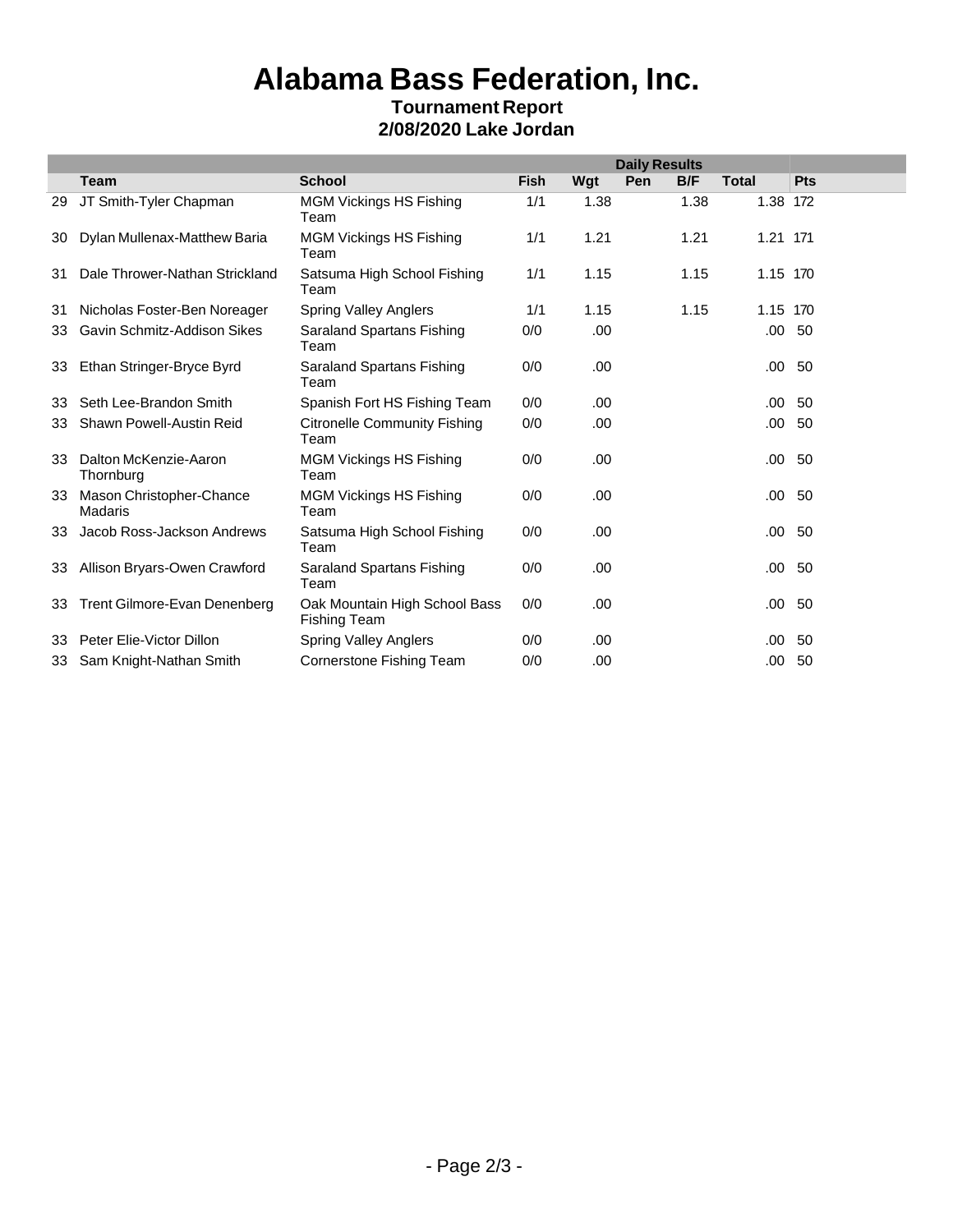# Alabama Bass Federation, Inc.

**Tournament Report**

**2/08/2020 Lake Jordan**

| | | | Daily Results | | | | | |
|---|---|---|---|---|---|---|---|---|
| | **Team** | **School** | **Fish** | **Wgt** | **Pen** | **B/F** | **Total** | **Pts** |
| 29 | JT Smith-Tyler Chapman | MGM Vickings HS Fishing Team | 1/1 | 1.38 | | 1.38 | 1.38 | 172 |
| 30 | Dylan Mullenax-Matthew Baria | MGM Vickings HS Fishing Team | 1/1 | 1.21 | | 1.21 | 1.21 | 171 |
| 31 | Dale Thrower-Nathan Strickland | Satsuma High School Fishing Team | 1/1 | 1.15 | | 1.15 | 1.15 | 170 |
| 31 | Nicholas Foster-Ben Noreager | Spring Valley Anglers | 1/1 | 1.15 | | 1.15 | 1.15 | 170 |
| 33 | Gavin Schmitz-Addison Sikes | Saraland Spartans Fishing Team | 0/0 | .00 | | | .00 | 50 |
| 33 | Ethan Stringer-Bryce Byrd | Saraland Spartans Fishing Team | 0/0 | .00 | | | .00 | 50 |
| 33 | Seth Lee-Brandon Smith | Spanish Fort HS Fishing Team | 0/0 | .00 | | | .00 | 50 |
| 33 | Shawn Powell-Austin Reid | Citronelle Community Fishing Team | 0/0 | .00 | | | .00 | 50 |
| 33 | Dalton McKenzie-Aaron Thornburg | MGM Vickings HS Fishing Team | 0/0 | .00 | | | .00 | 50 |
| 33 | Mason Christopher-Chance Madaris | MGM Vickings HS Fishing Team | 0/0 | .00 | | | .00 | 50 |
| 33 | Jacob Ross-Jackson Andrews | Satsuma High School Fishing Team | 0/0 | .00 | | | .00 | 50 |
| 33 | Allison Bryars-Owen Crawford | Saraland Spartans Fishing Team | 0/0 | .00 | | | .00 | 50 |
| 33 | Trent Gilmore-Evan Denenberg | Oak Mountain High School Bass Fishing Team | 0/0 | .00 | | | .00 | 50 |
| 33 | Peter Elie-Victor Dillon | Spring Valley Anglers | 0/0 | .00 | | | .00 | 50 |
| 33 | Sam Knight-Nathan Smith | Cornerstone Fishing Team | 0/0 | .00 | | | .00 | 50 |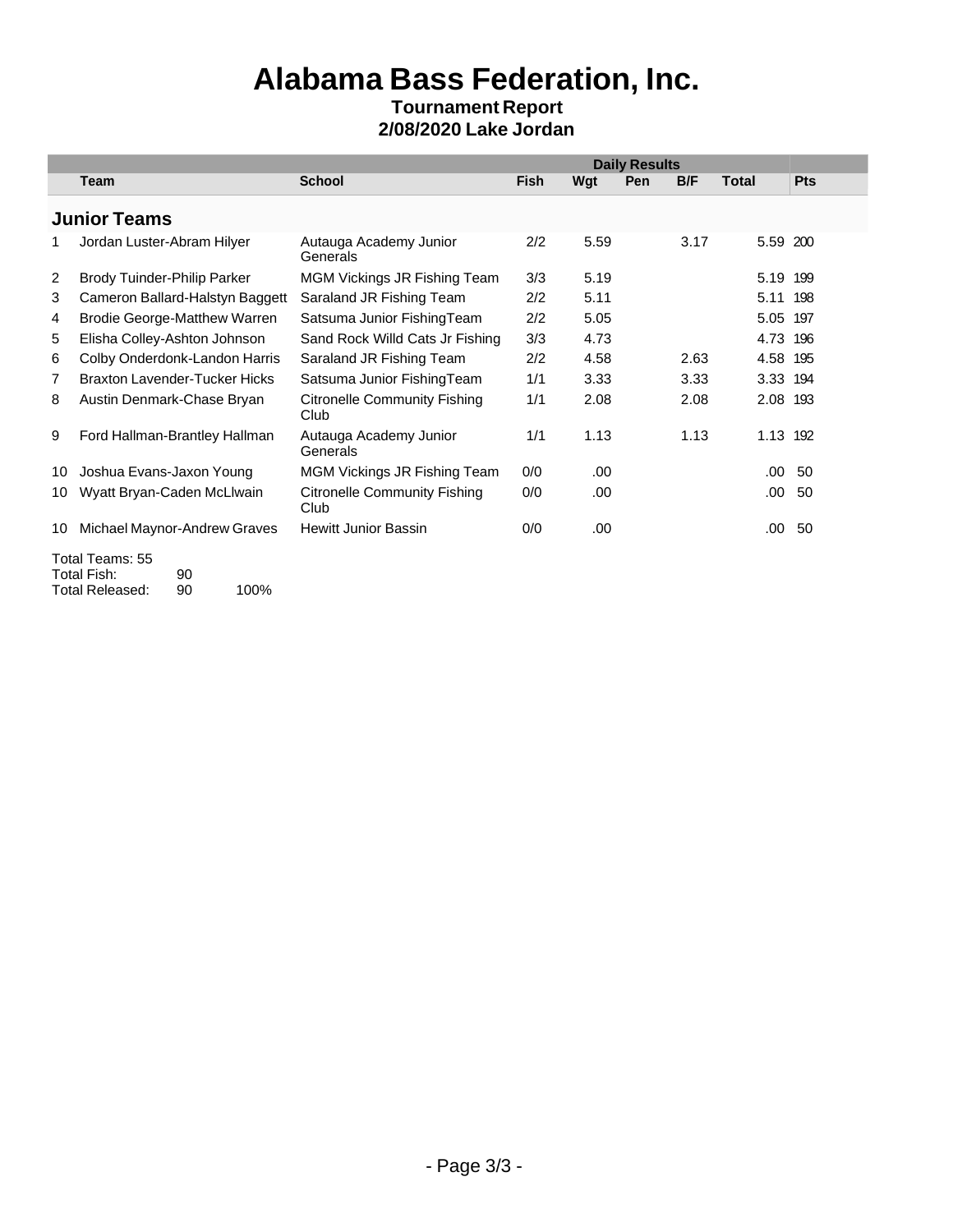# Alabama Bass Federation, Inc.

**Tournament Report**

**2/08/2020 Lake Jordan**

| | | | Daily Results | | | | | |
|---|---|---|---|---|---|---|---|---|
| | **Team** | **School** | **Fish** | **Wgt** | **Pen** | **B/F** | **Total** | **Pts** |
| | **Junior Teams** | | | | | | | |
| 1 | Jordan Luster-Abram Hilyer | Autauga Academy Junior Generals | 2/2 | 5.59 | | 3.17 | 5.59 | 200 |
| 2 | Brody Tuinder-Philip Parker | MGM Vickings JR Fishing Team | 3/3 | 5.19 | | | 5.19 | 199 |
| 3 | Cameron Ballard-Halstyn Baggett | Saraland JR Fishing Team | 2/2 | 5.11 | | | 5.11 | 198 |
| 4 | Brodie George-Matthew Warren | Satsuma Junior FishingTeam | 2/2 | 5.05 | | | 5.05 | 197 |
| 5 | Elisha Colley-Ashton Johnson | Sand Rock Willd Cats Jr Fishing | 3/3 | 4.73 | | | 4.73 | 196 |
| 6 | Colby Onderdonk-Landon Harris | Saraland JR Fishing Team | 2/2 | 4.58 | | 2.63 | 4.58 | 195 |
| 7 | Braxton Lavender-Tucker Hicks | Satsuma Junior FishingTeam | 1/1 | 3.33 | | 3.33 | 3.33 | 194 |
| 8 | Austin Denmark-Chase Bryan | Citronelle Community Fishing Club | 1/1 | 2.08 | | 2.08 | 2.08 | 193 |
| 9 | Ford Hallman-Brantley Hallman | Autauga Academy Junior Generals | 1/1 | 1.13 | | 1.13 | 1.13 | 192 |
| 10 | Joshua Evans-Jaxon Young | MGM Vickings JR Fishing Team | 0/0 | .00 | | | .00 | 50 |
| 10 | Wyatt Bryan-Caden McLlwain | Citronelle Community Fishing Club | 0/0 | .00 | | | .00 | 50 |
| 10 | Michael Maynor-Andrew Graves | Hewitt Junior Bassin | 0/0 | .00 | | | .00 | 50 |

Total Teams: 55

Total Fish: 90

Total Released: 90 100%